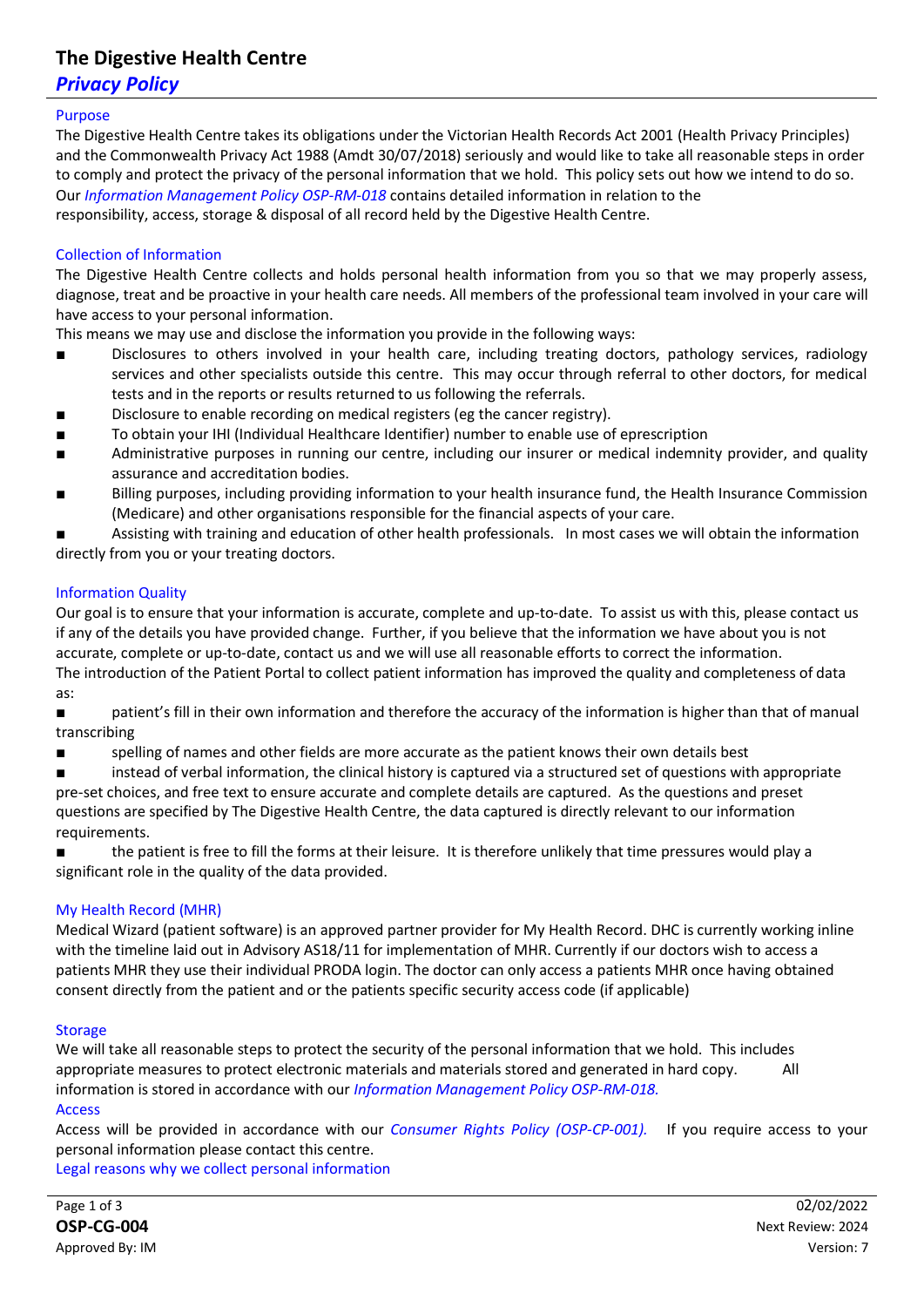# The Digestive Health Centre

## *Privacy Policy*

### Purpose

The Digestive Health Centre takes its obligations under the Victorian Health Records Act 2001 (Health Privacy Principles) and the Commonwealth Privacy Act 1988 (Amdt 30/07/2018) seriously and would like to take all reasonable steps in order to comply and protect the privacy of the personal information that we hold. This policy sets out how we intend to do so. Our *Information Management Policy OSP-RM-018* contains detailed information in relation to the responsibility, access, storage & disposal of all record held by the Digestive Health Centre.

### Collection of Information

The Digestive Health Centre collects and holds personal health information from you so that we may properly assess, diagnose, treat and be proactive in your health care needs. All members of the professional team involved in your care will have access to your personal information.

This means we may use and disclose the information you provide in the following ways:

- Disclosures to others involved in your health care, including treating doctors, pathology services, radiology services and other specialists outside this centre. This may occur through referral to other doctors, for medical tests and in the reports or results returned to us following the referrals.
- Disclosure to enable recording on medical registers (eg the cancer registry).
- To obtain your IHI (Individual Healthcare Identifier) number to enable use of eprescription
- Administrative purposes in running our centre, including our insurer or medical indemnity provider, and quality assurance and accreditation bodies.
- Billing purposes, including providing information to your health insurance fund, the Health Insurance Commission (Medicare) and other organisations responsible for the financial aspects of your care.
- Assisting with training and education of other health professionals. In most cases we will obtain the information directly from you or your treating doctors.

### Information Quality

Our goal is to ensure that your information is accurate, complete and up-to-date. To assist us with this, please contact us if any of the details you have provided change. Further, if you believe that the information we have about you is not accurate, complete or up-to-date, contact us and we will use all reasonable efforts to correct the information.

The introduction of the Patient Portal to collect patient information has improved the quality and completeness of data as:

- patient's fill in their own information and therefore the accuracy of the information is higher than that of manual transcribing
- spelling of names and other fields are more accurate as the patient knows their own details best
- instead of verbal information, the clinical history is captured via a structured set of questions with appropriate pre-set choices, and free text to ensure accurate and complete details are captured. As the questions and preset questions are specified by The Digestive Health Centre, the data captured is directly relevant to our information requirements.
- the patient is free to fill the forms at their leisure. It is therefore unlikely that time pressures would play a significant role in the quality of the data provided.

### My Health Record (MHR)

Medical Wizard (patient software) is an approved partner provider for My Health Record. DHC is currently working inline with the timeline laid out in Advisory AS18/11 for implementation of MHR. Currently if our doctors wish to access a patients MHR they use their individual PRODA login. The doctor can only access a patients MHR once having obtained consent directly from the patient and or the patients specific security access code (if applicable)

### Storage

We will take all reasonable steps to protect the security of the personal information that we hold. This includes appropriate measures to protect electronic materials and materials stored and generated in hard copy. All information is stored in accordance with our *Information Management Policy OSP-RM-018.*

### Access

Access will be provided in accordance with our *Consumer Rights Policy (OSP-CP-001).* If you require access to your personal information please contact this centre.

### Legal reasons why we collect personal information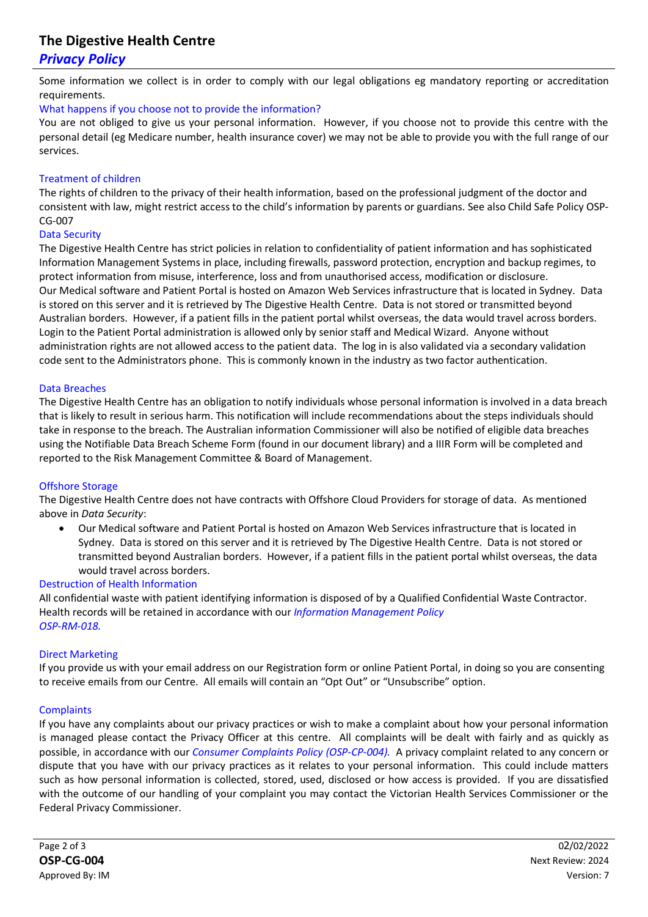Some information we collect is in order to comply with our legal obligations eg mandatory reporting or accreditation requirements.

### What happens if you choose not to provide the information?

You are not obliged to give us your personal information. However, if you choose not to provide this centre with the personal detail (eg Medicare number, health insurance cover) we may not be able to provide you with the full range of our services.

### Treatment of children

The rights of children to the privacy of their health information, based on the professional judgment of the doctor and consistent with law, might restrict access to the child's information by parents or guardians. See also Child Safe Policy OSP-CG-007

### Data Security

The Digestive Health Centre has strict policies in relation to confidentiality of patient information and has sophisticated Information Management Systems in place, including firewalls, password protection, encryption and backup regimes, to protect information from misuse, interference, loss and from unauthorised access, modification or disclosure.
Our Medical software and Patient Portal is hosted on Amazon Web Services infrastructure that is located in Sydney. Data is stored on this server and it is retrieved by The Digestive Health Centre. Data is not stored or transmitted beyond Australian borders. However, if a patient fills in the patient portal whilst overseas, the data would travel across borders. Login to the Patient Portal administration is allowed only by senior staff and Medical Wizard. Anyone without administration rights are not allowed access to the patient data. The log in is also validated via a secondary validation code sent to the Administrators phone. This is commonly known in the industry as two factor authentication.

### Data Breaches

The Digestive Health Centre has an obligation to notify individuals whose personal information is involved in a data breach that is likely to result in serious harm. This notification will include recommendations about the steps individuals should take in response to the breach. The Australian information Commissioner will also be notified of eligible data breaches using the Notifiable Data Breach Scheme Form (found in our document library) and a IIIR Form will be completed and reported to the Risk Management Committee & Board of Management.

### Offshore Storage

The Digestive Health Centre does not have contracts with Offshore Cloud Providers for storage of data. As mentioned above in *Data Security*:

- Our Medical software and Patient Portal is hosted on Amazon Web Services infrastructure that is located in Sydney. Data is stored on this server and it is retrieved by The Digestive Health Centre. Data is not stored or transmitted beyond Australian borders. However, if a patient fills in the patient portal whilst overseas, the data would travel across borders.

### Destruction of Health Information

All confidential waste with patient identifying information is disposed of by a Qualified Confidential Waste Contractor. Health records will be retained in accordance with our *Information Management Policy OSP-RM-018.*

### Direct Marketing

If you provide us with your email address on our Registration form or online Patient Portal, in doing so you are consenting to receive emails from our Centre. All emails will contain an "Opt Out" or "Unsubscribe" option.

### Complaints

If you have any complaints about our privacy practices or wish to make a complaint about how your personal information is managed please contact the Privacy Officer at this centre. All complaints will be dealt with fairly and as quickly as possible, in accordance with our *Consumer Complaints Policy (OSP-CP-004).* A privacy complaint related to any concern or dispute that you have with our privacy practices as it relates to your personal information. This could include matters such as how personal information is collected, stored, used, disclosed or how access is provided. If you are dissatisfied with the outcome of our handling of your complaint you may contact the Victorian Health Services Commissioner or the Federal Privacy Commissioner.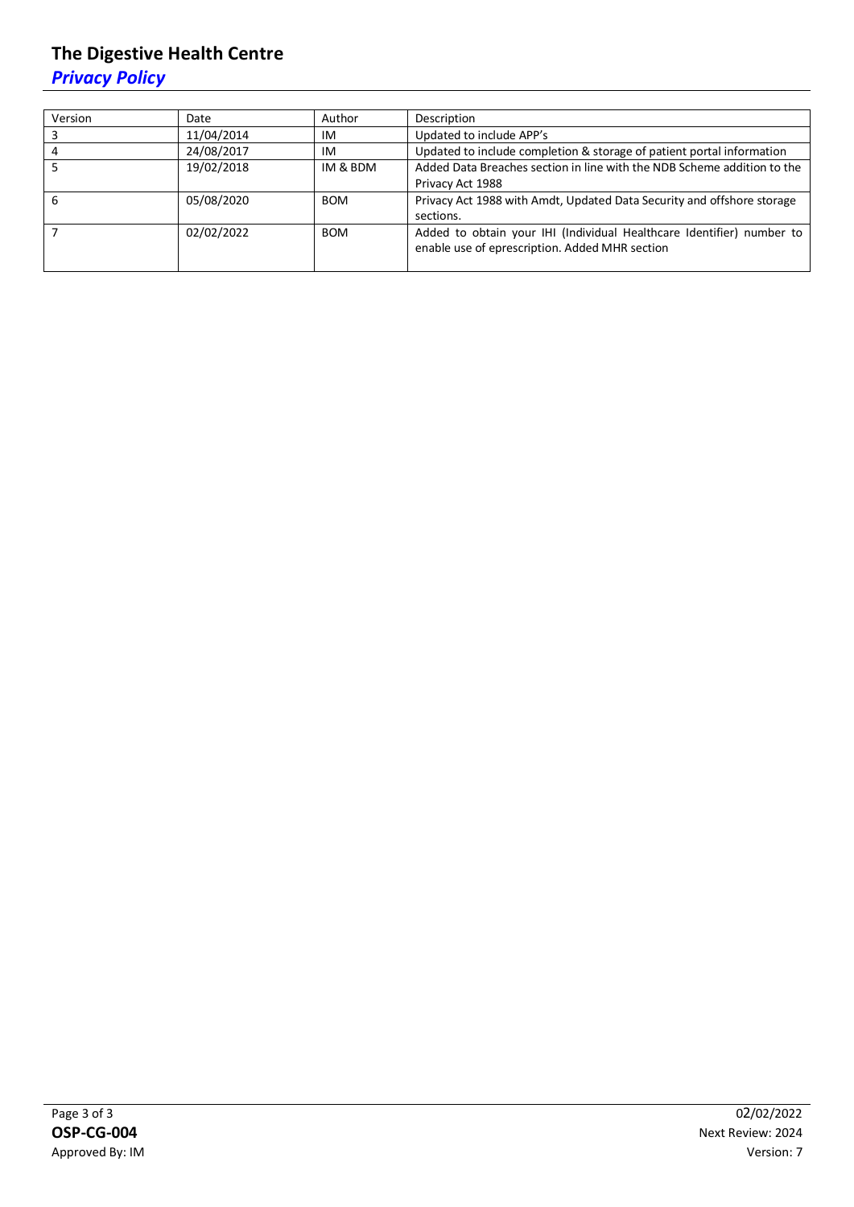| Version | Date | Author | Description |
|---|---|---|---|
| 3 | 11/04/2014 | IM | Updated to include APP's |
| 4 | 24/08/2017 | IM | Updated to include completion & storage of patient portal information |
| 5 | 19/02/2018 | IM & BDM | Added Data Breaches section in line with the NDB Scheme addition to the Privacy Act 1988 |
| 6 | 05/08/2020 | BOM | Privacy Act 1988 with Amdt, Updated Data Security and offshore storage sections. |
| 7 | 02/02/2022 | BOM | Added to obtain your IHI (Individual Healthcare Identifier) number to enable use of eprescription. Added MHR section |